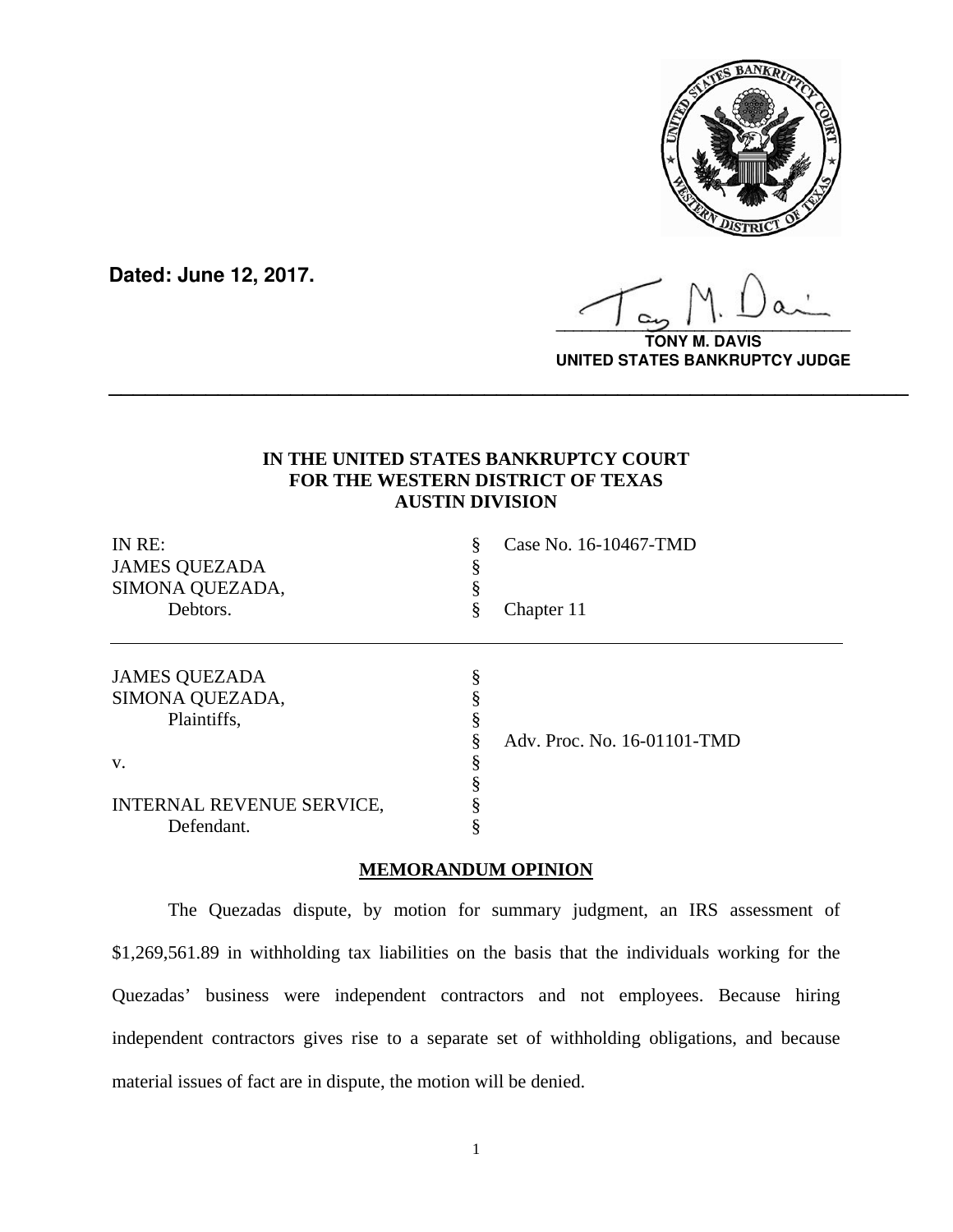**Dated: June 12, 2017.**

**TONY M. DAVIS**
**UNITED STATES BANKRUPTCY JUDGE**

---

**IN THE UNITED STATES BANKRUPTCY COURT**
**FOR THE WESTERN DISTRICT OF TEXAS**
**AUSTIN DIVISION**

| | | |
|---|---|---|
| IN RE: | § | Case No. 16-10467-TMD |
| JAMES QUEZADA | § | |
| SIMONA QUEZADA, | § | |
| Debtors. | § | Chapter 11 |

| | | |
|---|---|---|
| JAMES QUEZADA | § | |
| SIMONA QUEZADA, | § | |
| Plaintiffs, | § | |
| | § | Adv. Proc. No. 16-01101-TMD |
| v. | § | |
| | § | |
| INTERNAL REVENUE SERVICE, | § | |
| Defendant. | § | |

**MEMORANDUM OPINION**

The Quezadas dispute, by motion for summary judgment, an IRS assessment of $1,269,561.89 in withholding tax liabilities on the basis that the individuals working for the Quezadas' business were independent contractors and not employees. Because hiring independent contractors gives rise to a separate set of withholding obligations, and because material issues of fact are in dispute, the motion will be denied.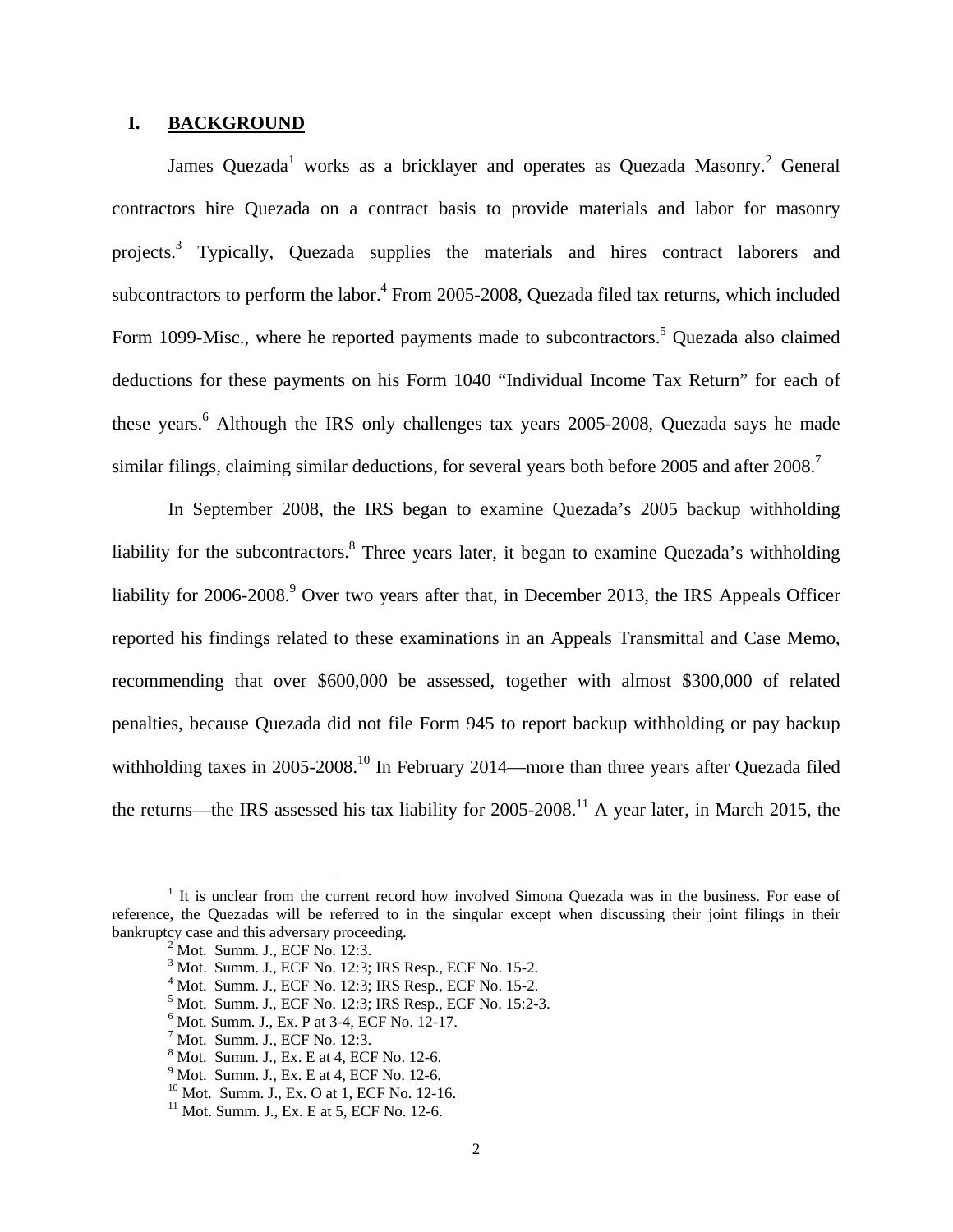## I. BACKGROUND

James Quezada[1] works as a bricklayer and operates as Quezada Masonry.[2] General contractors hire Quezada on a contract basis to provide materials and labor for masonry projects.[3] Typically, Quezada supplies the materials and hires contract laborers and subcontractors to perform the labor.[4] From 2005-2008, Quezada filed tax returns, which included Form 1099-Misc., where he reported payments made to subcontractors.[5] Quezada also claimed deductions for these payments on his Form 1040 "Individual Income Tax Return" for each of these years.[6] Although the IRS only challenges tax years 2005-2008, Quezada says he made similar filings, claiming similar deductions, for several years both before 2005 and after 2008.[7]

In September 2008, the IRS began to examine Quezada's 2005 backup withholding liability for the subcontractors.[8] Three years later, it began to examine Quezada's withholding liability for 2006-2008.[9] Over two years after that, in December 2013, the IRS Appeals Officer reported his findings related to these examinations in an Appeals Transmittal and Case Memo, recommending that over $600,000 be assessed, together with almost $300,000 of related penalties, because Quezada did not file Form 945 to report backup withholding or pay backup withholding taxes in 2005-2008.[10] In February 2014—more than three years after Quezada filed the returns—the IRS assessed his tax liability for 2005-2008.[11] A year later, in March 2015, the

---

[1] It is unclear from the current record how involved Simona Quezada was in the business. For ease of reference, the Quezadas will be referred to in the singular except when discussing their joint filings in their bankruptcy case and this adversary proceeding.

[2] Mot. Summ. J., ECF No. 12:3.

[3] Mot. Summ. J., ECF No. 12:3; IRS Resp., ECF No. 15-2.

[4] Mot. Summ. J., ECF No. 12:3; IRS Resp., ECF No. 15-2.

[5] Mot. Summ. J., ECF No. 12:3; IRS Resp., ECF No. 15:2-3.

[6] Mot. Summ. J., Ex. P at 3-4, ECF No. 12-17.

[7] Mot. Summ. J., ECF No. 12:3.

[8] Mot. Summ. J., Ex. E at 4, ECF No. 12-6.

[9] Mot. Summ. J., Ex. E at 4, ECF No. 12-6.

[10] Mot. Summ. J., Ex. O at 1, ECF No. 12-16.

[11] Mot. Summ. J., Ex. E at 5, ECF No. 12-6.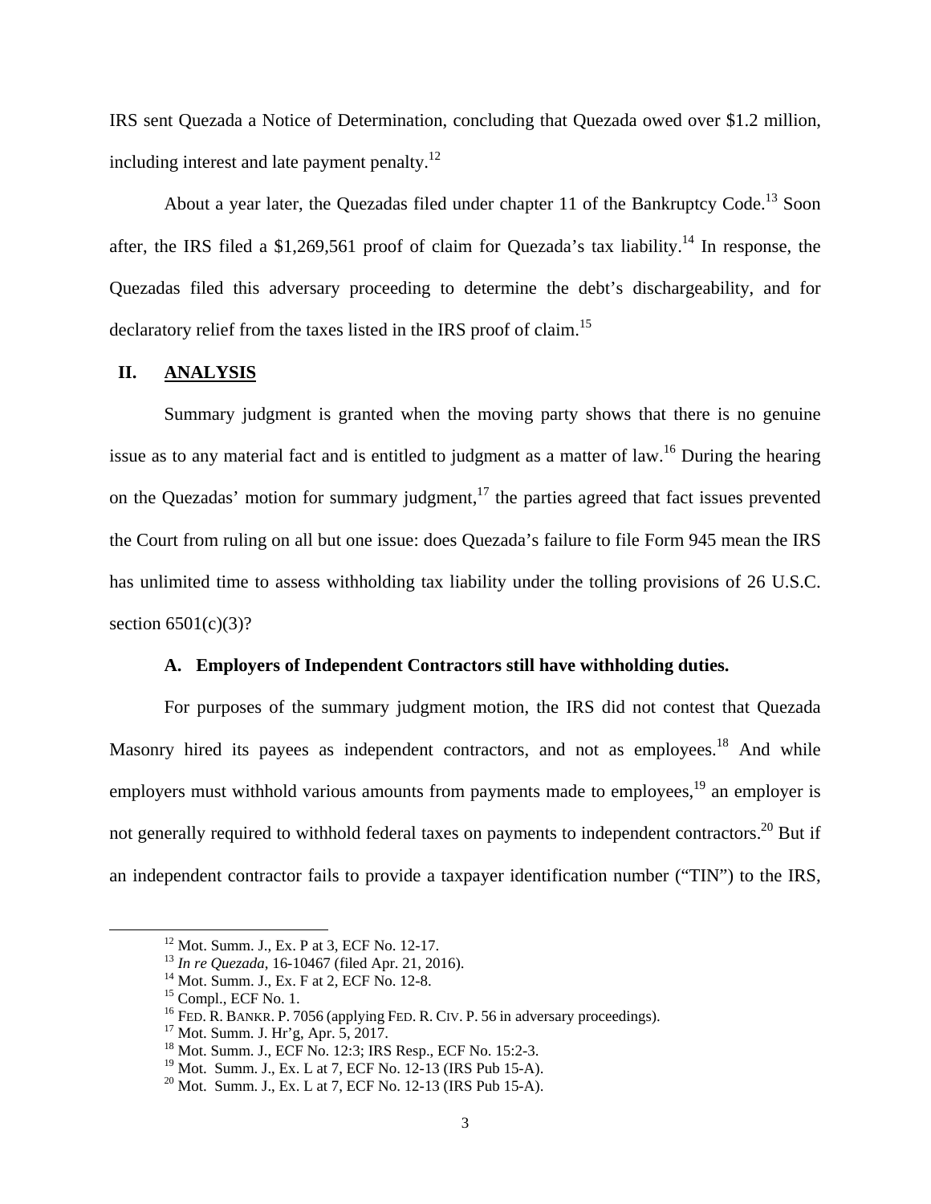IRS sent Quezada a Notice of Determination, concluding that Quezada owed over $1.2 million, including interest and late payment penalty.[12]

About a year later, the Quezadas filed under chapter 11 of the Bankruptcy Code.[13] Soon after, the IRS filed a $1,269,561 proof of claim for Quezada's tax liability.[14] In response, the Quezadas filed this adversary proceeding to determine the debt's dischargeability, and for declaratory relief from the taxes listed in the IRS proof of claim.[15]

## II. ANALYSIS

Summary judgment is granted when the moving party shows that there is no genuine issue as to any material fact and is entitled to judgment as a matter of law.[16] During the hearing on the Quezadas' motion for summary judgment,[17] the parties agreed that fact issues prevented the Court from ruling on all but one issue: does Quezada's failure to file Form 945 mean the IRS has unlimited time to assess withholding tax liability under the tolling provisions of 26 U.S.C. section 6501(c)(3)?

### A. Employers of Independent Contractors still have withholding duties.

For purposes of the summary judgment motion, the IRS did not contest that Quezada Masonry hired its payees as independent contractors, and not as employees.[18] And while employers must withhold various amounts from payments made to employees,[19] an employer is not generally required to withhold federal taxes on payments to independent contractors.[20] But if an independent contractor fails to provide a taxpayer identification number ("TIN") to the IRS,

---

[12] Mot. Summ. J., Ex. P at 3, ECF No. 12-17.

[13] *In re Quezada*, 16-10467 (filed Apr. 21, 2016).

[14] Mot. Summ. J., Ex. F at 2, ECF No. 12-8.

[15] Compl., ECF No. 1.

[16] FED. R. BANKR. P. 7056 (applying FED. R. CIV. P. 56 in adversary proceedings).

[17] Mot. Summ. J. Hr'g, Apr. 5, 2017.

[18] Mot. Summ. J., ECF No. 12:3; IRS Resp., ECF No. 15:2-3.

[19] Mot. Summ. J., Ex. L at 7, ECF No. 12-13 (IRS Pub 15-A).

[20] Mot. Summ. J., Ex. L at 7, ECF No. 12-13 (IRS Pub 15-A).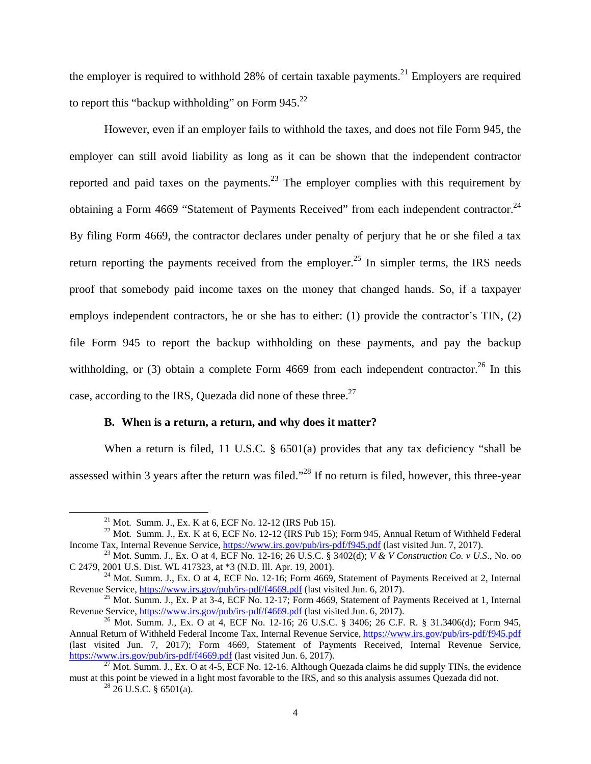the employer is required to withhold 28% of certain taxable payments.[21] Employers are required to report this "backup withholding" on Form 945.[22]

However, even if an employer fails to withhold the taxes, and does not file Form 945, the employer can still avoid liability as long as it can be shown that the independent contractor reported and paid taxes on the payments.[23] The employer complies with this requirement by obtaining a Form 4669 "Statement of Payments Received" from each independent contractor.[24] By filing Form 4669, the contractor declares under penalty of perjury that he or she filed a tax return reporting the payments received from the employer.[25] In simpler terms, the IRS needs proof that somebody paid income taxes on the money that changed hands. So, if a taxpayer employs independent contractors, he or she has to either: (1) provide the contractor's TIN, (2) file Form 945 to report the backup withholding on these payments, and pay the backup withholding, or (3) obtain a complete Form 4669 from each independent contractor.[26] In this case, according to the IRS, Quezada did none of these three.[27]

### B. When is a return, a return, and why does it matter?

When a return is filed, 11 U.S.C. § 6501(a) provides that any tax deficiency "shall be assessed within 3 years after the return was filed."[28] If no return is filed, however, this three-year

---

[21] Mot. Summ. J., Ex. K at 6, ECF No. 12-12 (IRS Pub 15).

[22] Mot. Summ. J., Ex. K at 6, ECF No. 12-12 (IRS Pub 15); Form 945, Annual Return of Withheld Federal Income Tax, Internal Revenue Service, https://www.irs.gov/pub/irs-pdf/f945.pdf (last visited Jun. 7, 2017).

[23] Mot. Summ. J., Ex. O at 4, ECF No. 12-16; 26 U.S.C. § 3402(d); *V & V Construction Co. v U.S.*, No. oo C 2479, 2001 U.S. Dist. WL 417323, at *3 (N.D. Ill. Apr. 19, 2001).

[24] Mot. Summ. J., Ex. O at 4, ECF No. 12-16; Form 4669, Statement of Payments Received at 2, Internal Revenue Service, https://www.irs.gov/pub/irs-pdf/f4669.pdf (last visited Jun. 6, 2017).

[25] Mot. Summ. J., Ex. P at 3-4, ECF No. 12-17; Form 4669, Statement of Payments Received at 1, Internal Revenue Service, https://www.irs.gov/pub/irs-pdf/f4669.pdf (last visited Jun. 6, 2017).

[26] Mot. Summ. J., Ex. O at 4, ECF No. 12-16; 26 U.S.C. § 3406; 26 C.F. R. § 31.3406(d); Form 945, Annual Return of Withheld Federal Income Tax, Internal Revenue Service, https://www.irs.gov/pub/irs-pdf/f945.pdf (last visited Jun. 7, 2017); Form 4669, Statement of Payments Received, Internal Revenue Service, https://www.irs.gov/pub/irs-pdf/f4669.pdf (last visited Jun. 6, 2017).

[27] Mot. Summ. J., Ex. O at 4-5, ECF No. 12-16. Although Quezada claims he did supply TINs, the evidence must at this point be viewed in a light most favorable to the IRS, and so this analysis assumes Quezada did not.

[28] 26 U.S.C. § 6501(a).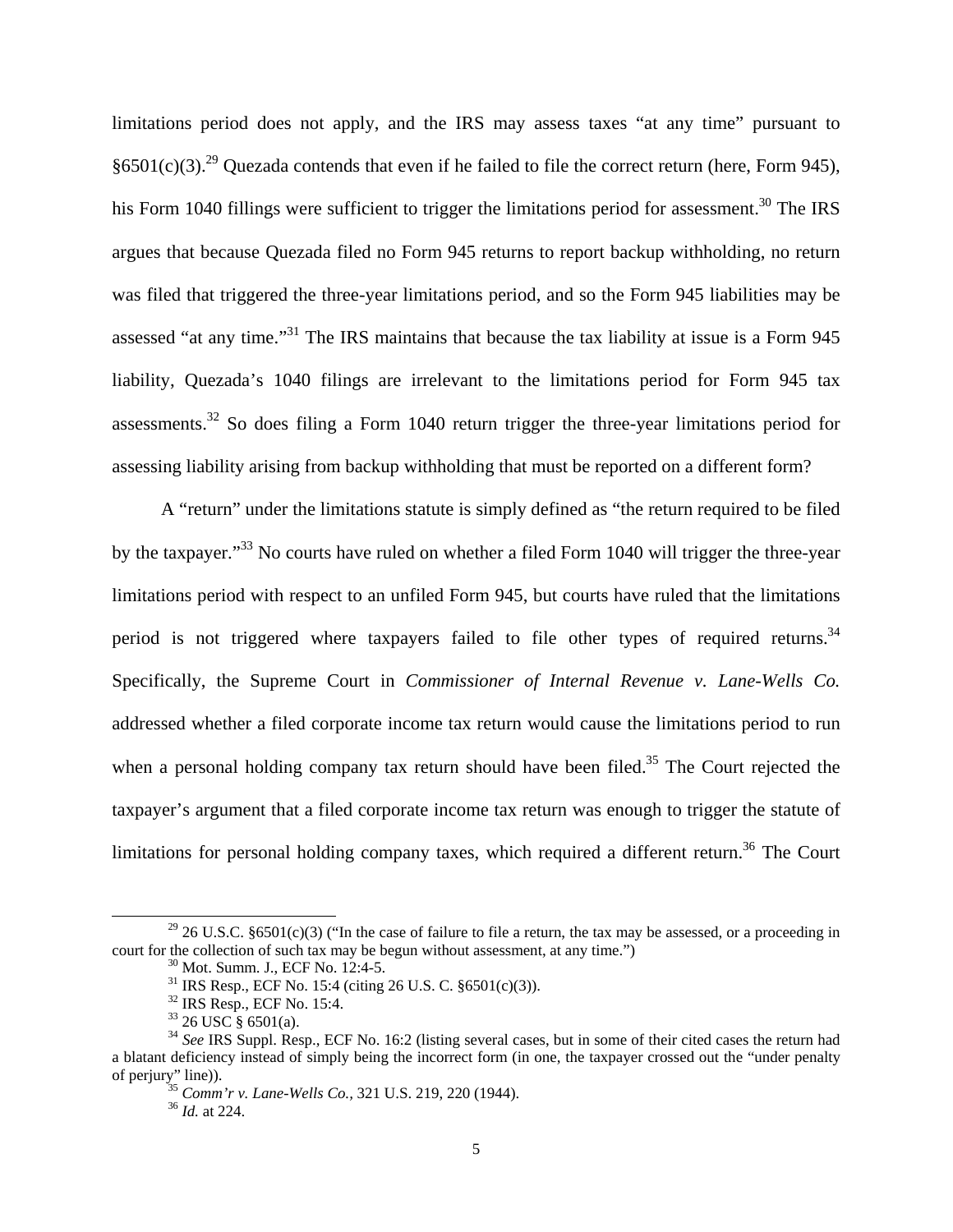limitations period does not apply, and the IRS may assess taxes "at any time" pursuant to §6501(c)(3).[29] Quezada contends that even if he failed to file the correct return (here, Form 945), his Form 1040 fillings were sufficient to trigger the limitations period for assessment.[30] The IRS argues that because Quezada filed no Form 945 returns to report backup withholding, no return was filed that triggered the three-year limitations period, and so the Form 945 liabilities may be assessed "at any time."[31] The IRS maintains that because the tax liability at issue is a Form 945 liability, Quezada's 1040 filings are irrelevant to the limitations period for Form 945 tax assessments.[32] So does filing a Form 1040 return trigger the three-year limitations period for assessing liability arising from backup withholding that must be reported on a different form?

A "return" under the limitations statute is simply defined as "the return required to be filed by the taxpayer."[33] No courts have ruled on whether a filed Form 1040 will trigger the three-year limitations period with respect to an unfiled Form 945, but courts have ruled that the limitations period is not triggered where taxpayers failed to file other types of required returns.[34] Specifically, the Supreme Court in *Commissioner of Internal Revenue v. Lane-Wells Co.* addressed whether a filed corporate income tax return would cause the limitations period to run when a personal holding company tax return should have been filed.[35] The Court rejected the taxpayer's argument that a filed corporate income tax return was enough to trigger the statute of limitations for personal holding company taxes, which required a different return.[36] The Court

---

[29] 26 U.S.C. §6501(c)(3) ("In the case of failure to file a return, the tax may be assessed, or a proceeding in court for the collection of such tax may be begun without assessment, at any time.")

[30] Mot. Summ. J., ECF No. 12:4-5.

[31] IRS Resp., ECF No. 15:4 (citing 26 U.S. C. §6501(c)(3)).

[32] IRS Resp., ECF No. 15:4.

[33] 26 USC § 6501(a).

[34] *See* IRS Suppl. Resp., ECF No. 16:2 (listing several cases, but in some of their cited cases the return had a blatant deficiency instead of simply being the incorrect form (in one, the taxpayer crossed out the "under penalty of perjury" line)).

[35] *Comm'r v. Lane-Wells Co.*, 321 U.S. 219, 220 (1944).

[36] *Id.* at 224.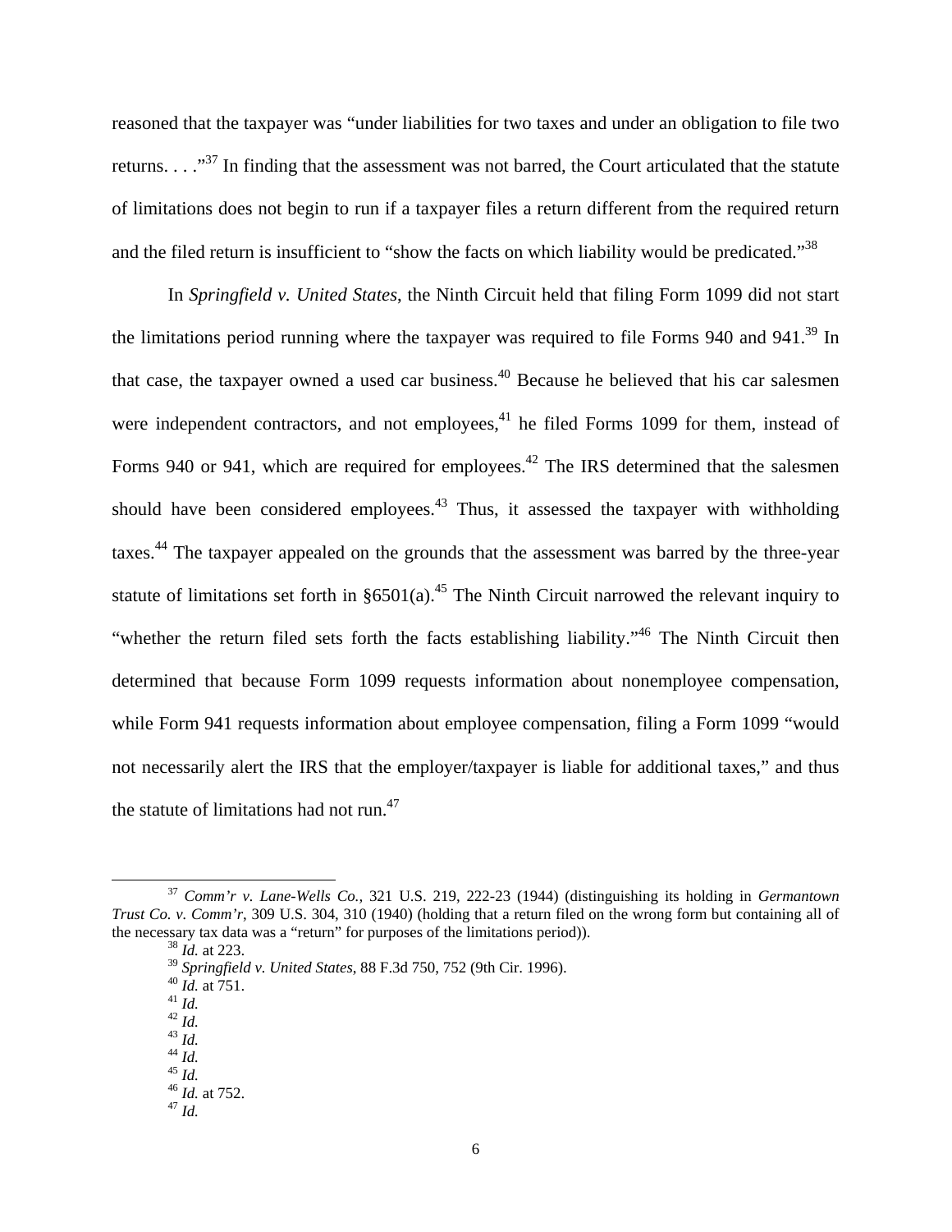reasoned that the taxpayer was "under liabilities for two taxes and under an obligation to file two returns. . . ."[37] In finding that the assessment was not barred, the Court articulated that the statute of limitations does not begin to run if a taxpayer files a return different from the required return and the filed return is insufficient to "show the facts on which liability would be predicated."[38]

In *Springfield v. United States*, the Ninth Circuit held that filing Form 1099 did not start the limitations period running where the taxpayer was required to file Forms 940 and 941.[39] In that case, the taxpayer owned a used car business.[40] Because he believed that his car salesmen were independent contractors, and not employees,[41] he filed Forms 1099 for them, instead of Forms 940 or 941, which are required for employees.[42] The IRS determined that the salesmen should have been considered employees.[43] Thus, it assessed the taxpayer with withholding taxes.[44] The taxpayer appealed on the grounds that the assessment was barred by the three-year statute of limitations set forth in §6501(a).[45] The Ninth Circuit narrowed the relevant inquiry to "whether the return filed sets forth the facts establishing liability."[46] The Ninth Circuit then determined that because Form 1099 requests information about nonemployee compensation, while Form 941 requests information about employee compensation, filing a Form 1099 "would not necessarily alert the IRS that the employer/taxpayer is liable for additional taxes," and thus the statute of limitations had not run.[47]

---

[37] *Comm'r v. Lane-Wells Co.,* 321 U.S. 219, 222-23 (1944) (distinguishing its holding in *Germantown Trust Co. v. Comm'r*, 309 U.S. 304, 310 (1940) (holding that a return filed on the wrong form but containing all of the necessary tax data was a "return" for purposes of the limitations period)).

[38] *Id.* at 223.

[39] *Springfield v. United States*, 88 F.3d 750, 752 (9th Cir. 1996).

[40] *Id.* at 751.

[41] *Id.*

[42] *Id.*

[43] *Id.*

[44] *Id.*

[45] *Id.*

[46] *Id.* at 752.

[47] *Id.*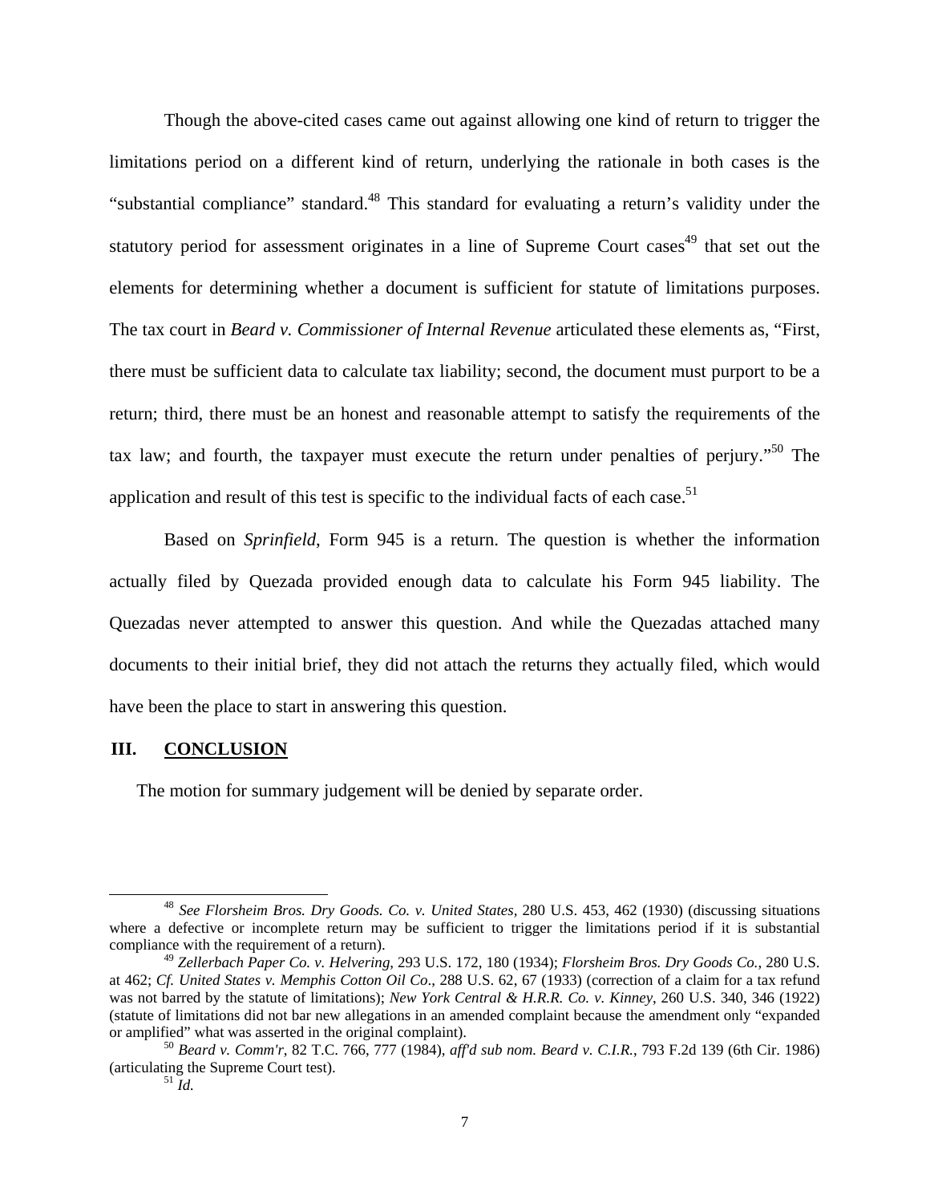Though the above-cited cases came out against allowing one kind of return to trigger the limitations period on a different kind of return, underlying the rationale in both cases is the "substantial compliance" standard.[48] This standard for evaluating a return's validity under the statutory period for assessment originates in a line of Supreme Court cases[49] that set out the elements for determining whether a document is sufficient for statute of limitations purposes. The tax court in *Beard v. Commissioner of Internal Revenue* articulated these elements as, "First, there must be sufficient data to calculate tax liability; second, the document must purport to be a return; third, there must be an honest and reasonable attempt to satisfy the requirements of the tax law; and fourth, the taxpayer must execute the return under penalties of perjury."[50] The application and result of this test is specific to the individual facts of each case.[51]

Based on *Sprinfield*, Form 945 is a return. The question is whether the information actually filed by Quezada provided enough data to calculate his Form 945 liability. The Quezadas never attempted to answer this question. And while the Quezadas attached many documents to their initial brief, they did not attach the returns they actually filed, which would have been the place to start in answering this question.

## III. CONCLUSION

The motion for summary judgement will be denied by separate order.

---

[48] *See Florsheim Bros. Dry Goods. Co. v. United States*, 280 U.S. 453, 462 (1930) (discussing situations where a defective or incomplete return may be sufficient to trigger the limitations period if it is substantial compliance with the requirement of a return).

[49] *Zellerbach Paper Co. v. Helvering*, 293 U.S. 172, 180 (1934); *Florsheim Bros. Dry Goods Co.*, 280 U.S. at 462; *Cf. United States v. Memphis Cotton Oil Co*., 288 U.S. 62, 67 (1933) (correction of a claim for a tax refund was not barred by the statute of limitations); *New York Central & H.R.R. Co. v. Kinney*, 260 U.S. 340, 346 (1922) (statute of limitations did not bar new allegations in an amended complaint because the amendment only "expanded or amplified" what was asserted in the original complaint).

[50] *Beard v. Comm'r*, 82 T.C. 766, 777 (1984), *aff'd sub nom. Beard v. C.I.R.*, 793 F.2d 139 (6th Cir. 1986) (articulating the Supreme Court test).

[51] *Id.*